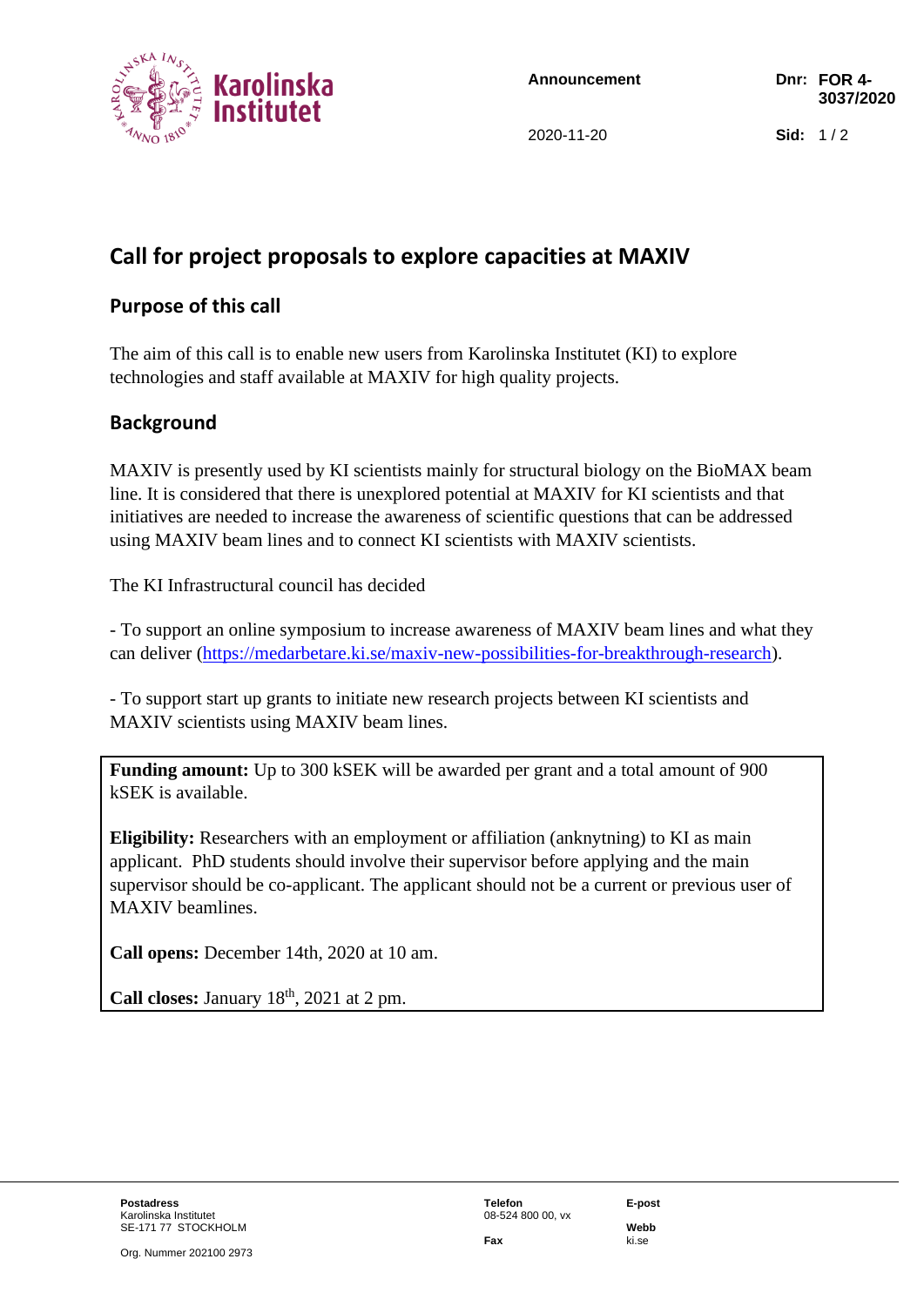Karolinska Institutet

Announcement

2020-11-20

Dnr: FOR 4-3037/2020

# Call for project proposals to explore capacities at MAXIV

## Purpose of this call

The aim of this call is to enable new users from Karolinska Institutet (KI) to explore technologies and staff available at MAXIV for high quality projects.

## Background

MAXIV is presently used by KI scientists mainly for structural biology on the BioMAX beam line. It is considered that there is unexplored potential at MAXIV for KI scientists and that initiatives are needed to increase the awareness of scientific questions that can be addressed using MAXIV beam lines and to connect KI scientists with MAXIV scientists.

The KI Infrastructural council has decided

- To support an online symposium to increase awareness of MAXIV beam lines and what they can deliver (https://medarbetare.ki.se/maxiv-new-possibilities-for-breakthrough-research).

- To support start up grants to initiate new research projects between KI scientists and MAXIV scientists using MAXIV beam lines.

**Funding amount:** Up to 300 kSEK will be awarded per grant and a total amount of 900 kSEK is available.

**Eligibility:** Researchers with an employment or affiliation (anknytning) to KI as main applicant. PhD students should involve their supervisor before applying and the main supervisor should be co-applicant. The applicant should not be a current or previous user of MAXIV beamlines.

**Call opens:** December 14th, 2020 at 10 am.

**Call closes:** January 18th, 2021 at 2 pm.

**Postadress**
Karolinska Institutet
SE-171 77 STOCKHOLM

Org. Nummer 202100 2973

**Telefon**
08-524 800 00, vx

**Fax**

**E-post**

**Webb**
ki.se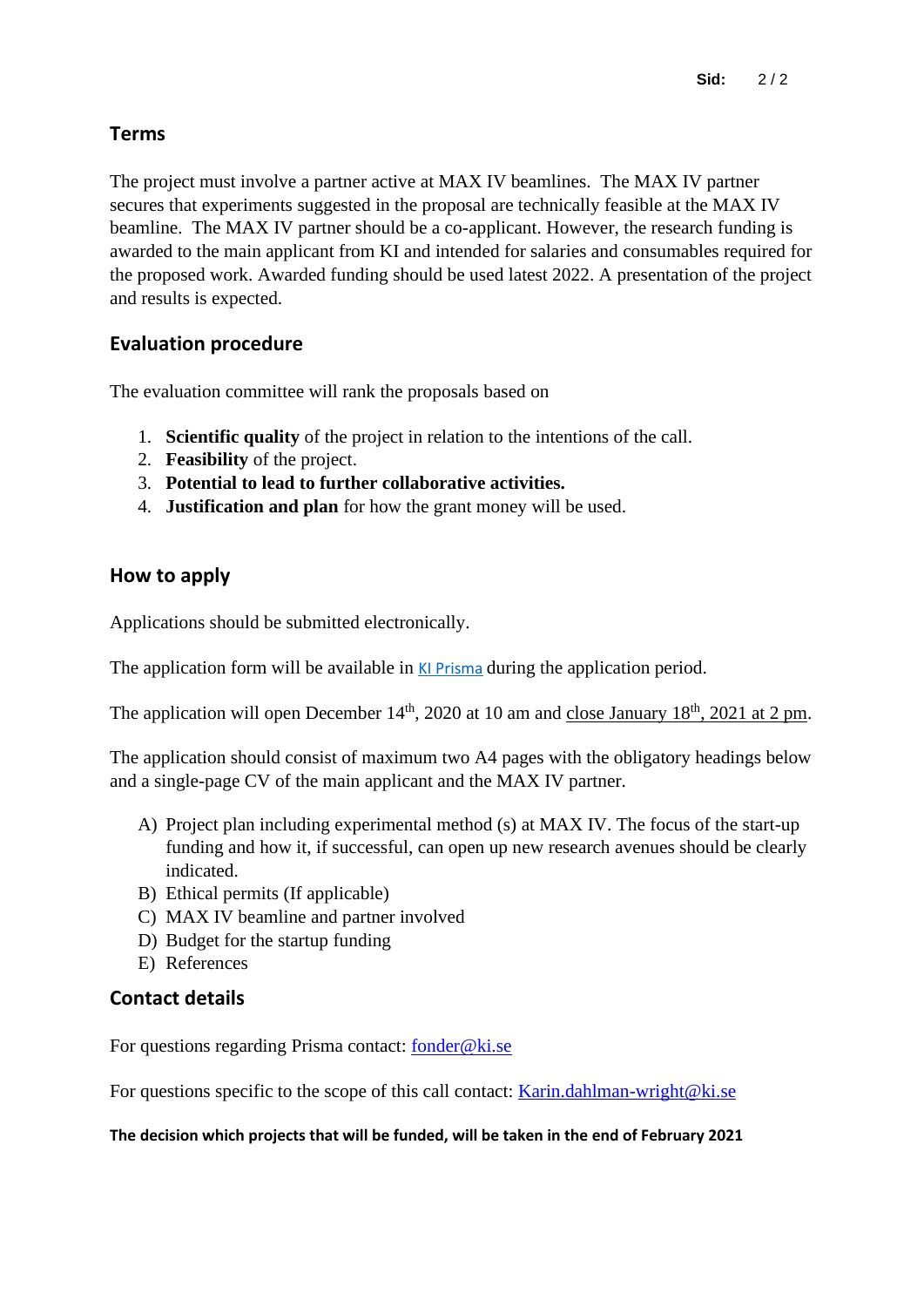## Terms

The project must involve a partner active at MAX IV beamlines. The MAX IV partner secures that experiments suggested in the proposal are technically feasible at the MAX IV beamline. The MAX IV partner should be a co-applicant. However, the research funding is awarded to the main applicant from KI and intended for salaries and consumables required for the proposed work. Awarded funding should be used latest 2022. A presentation of the project and results is expected.

## Evaluation procedure

The evaluation committee will rank the proposals based on

1. **Scientific quality** of the project in relation to the intentions of the call.
2. **Feasibility** of the project.
3. **Potential to lead to further collaborative activities.**
4. **Justification and plan** for how the grant money will be used.

## How to apply

Applications should be submitted electronically.

The application form will be available in KI Prisma during the application period.

The application will open December 14th, 2020 at 10 am and close January 18th, 2021 at 2 pm.

The application should consist of maximum two A4 pages with the obligatory headings below and a single-page CV of the main applicant and the MAX IV partner.

A) Project plan including experimental method (s) at MAX IV. The focus of the start-up funding and how it, if successful, can open up new research avenues should be clearly indicated.
B) Ethical permits (If applicable)
C) MAX IV beamline and partner involved
D) Budget for the startup funding
E) References

## Contact details

For questions regarding Prisma contact: fonder@ki.se

For questions specific to the scope of this call contact: Karin.dahlman-wright@ki.se

**The decision which projects that will be funded, will be taken in the end of February 2021**